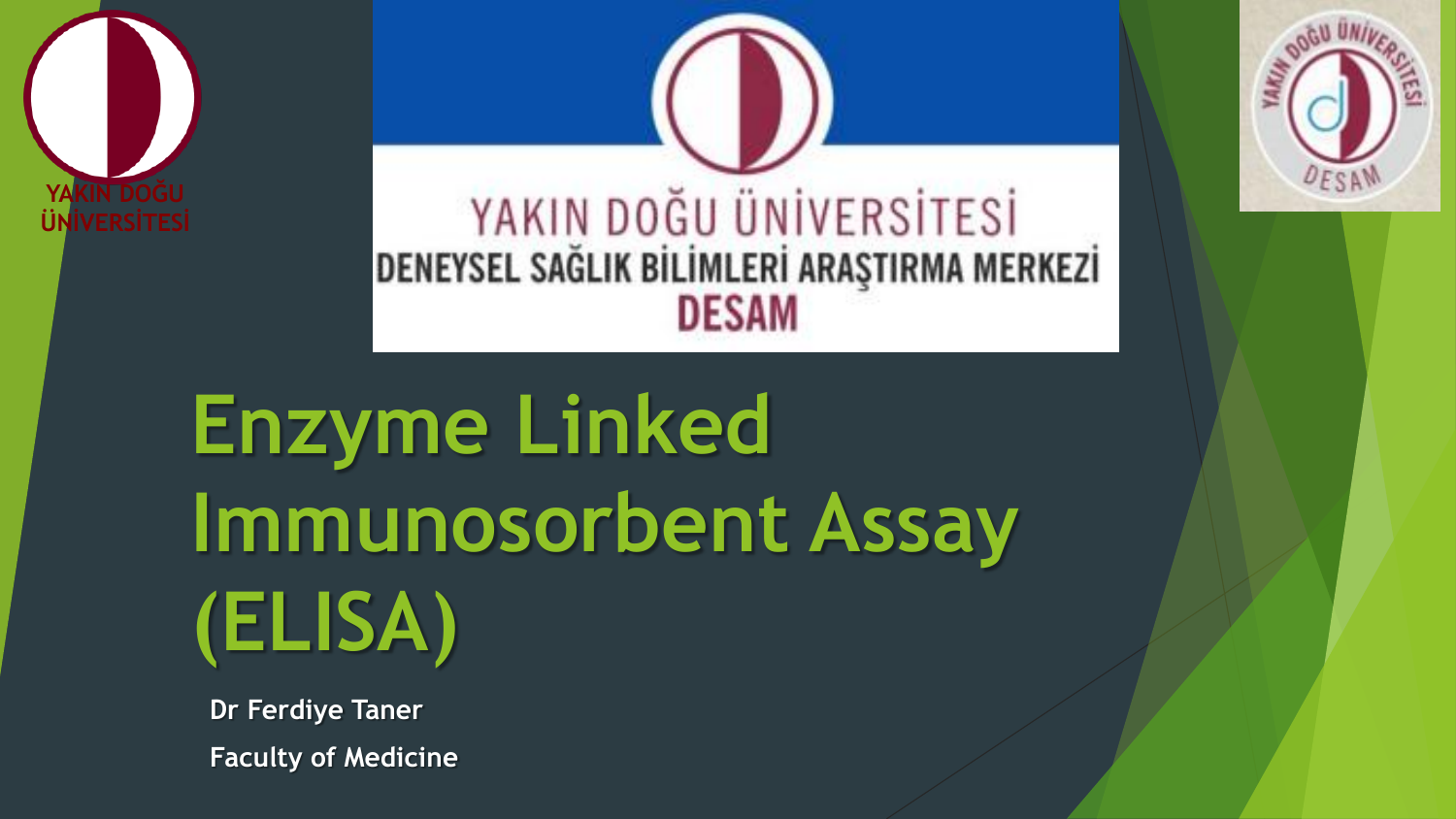YAKIN DOĞU ÜNİVERSİTESİ

YAKIN DOĞU ÜNİVERSİTESİ
DENEYSEL SAĞLIK BİLİMLERİ ARAŞTIRMA MERKEZİ
DESAM

# Enzyme Linked Immunosorbent Assay (ELISA)

**Dr Ferdiye Taner**

**Faculty of Medicine**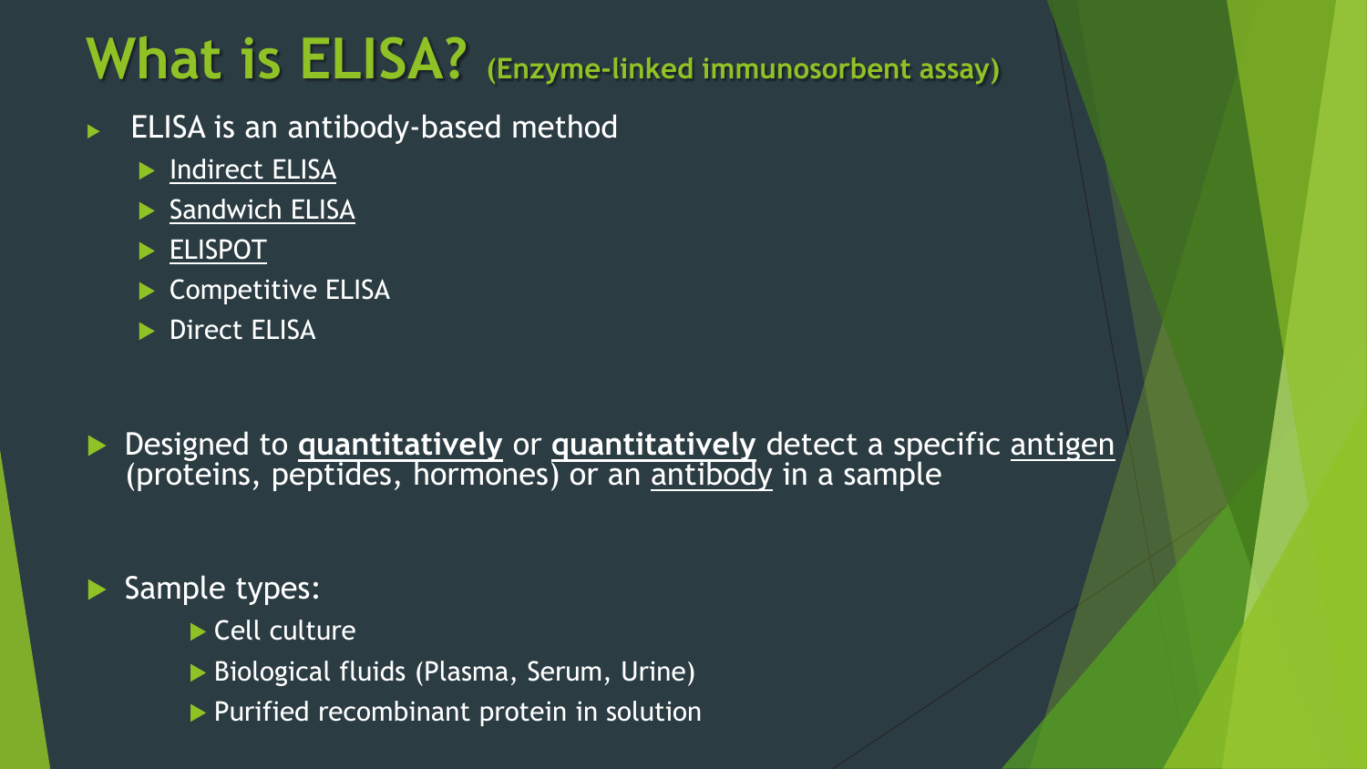# What is ELISA? (Enzyme-linked immunosorbent assay)

- ELISA is an antibody-based method
  - Indirect ELISA
  - Sandwich ELISA
  - ELISPOT
  - Competitive ELISA
  - Direct ELISA

- Designed to **quantitatively** or **quantitatively** detect a specific antigen (proteins, peptides, hormones) or an antibody in a sample

- Sample types:
  - Cell culture
  - Biological fluids (Plasma, Serum, Urine)
  - Purified recombinant protein in solution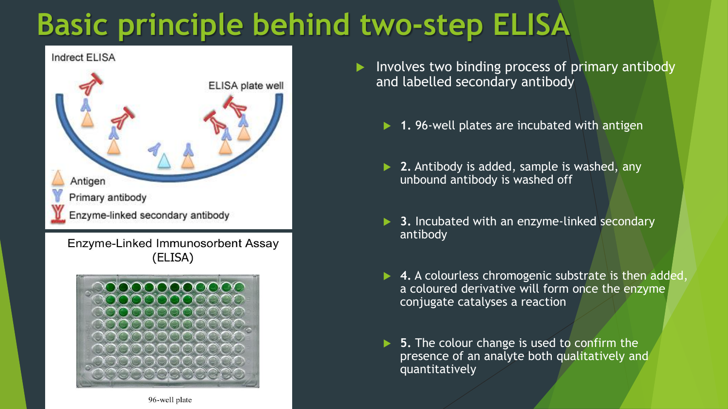# Basic principle behind two-step ELISA

- Involves two binding process of primary antibody and labelled secondary antibody
  - **1.** 96-well plates are incubated with antigen
  - **2.** Antibody is added, sample is washed, any unbound antibody is washed off
  - **3.** Incubated with an enzyme-linked secondary antibody
  - **4.** A colourless chromogenic substrate is then added, a coloured derivative will form once the enzyme conjugate catalyses a reaction
  - **5.** The colour change is used to confirm the presence of an analyte both qualitatively and quantitatively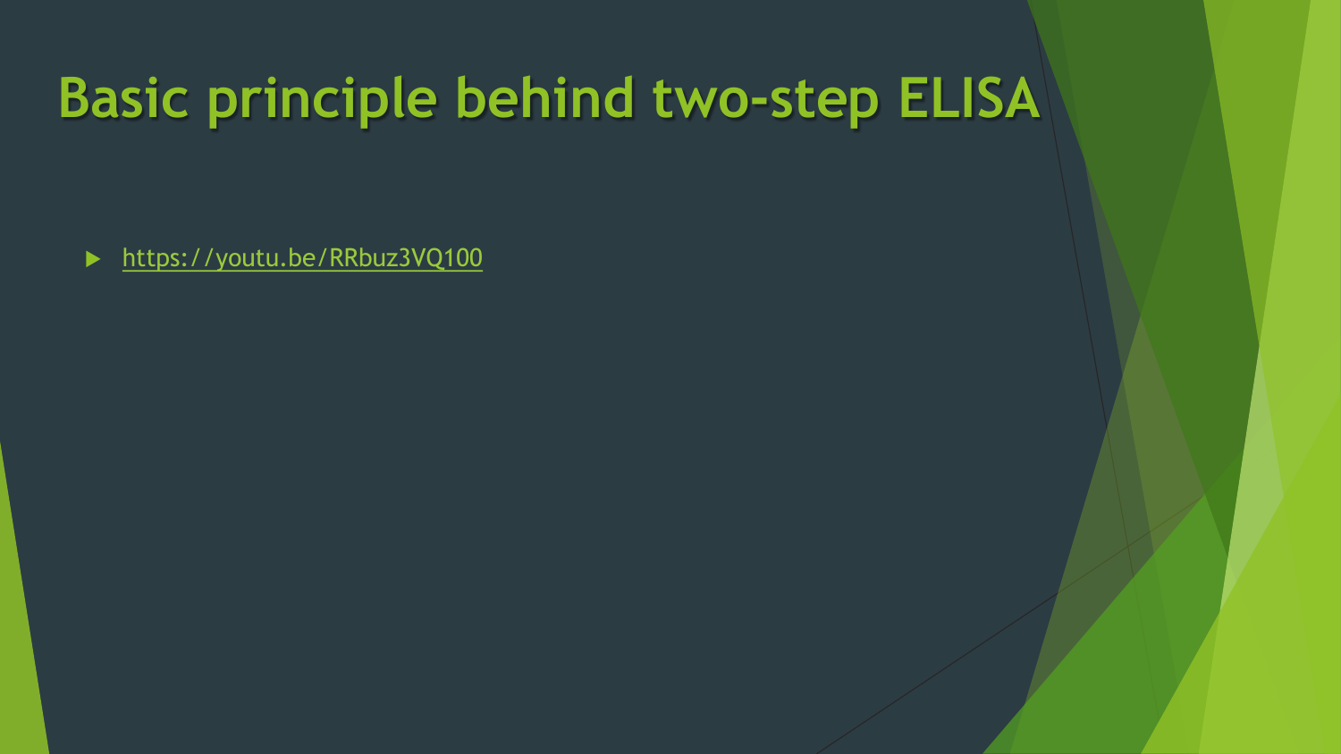# Basic principle behind two-step ELISA

- https://youtu.be/RRbuz3VQ100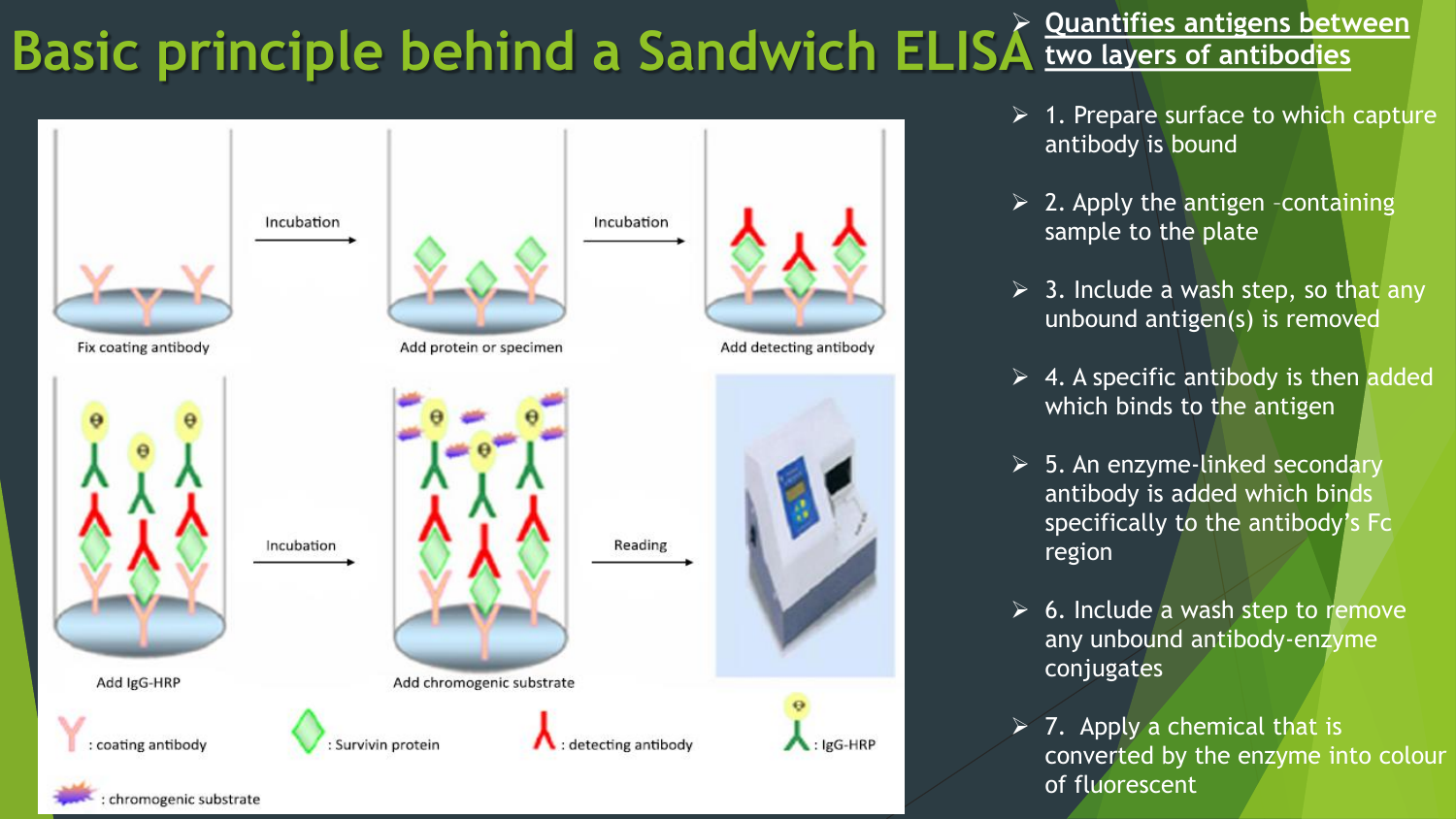# Basic principle behind a Sandwich ELISA

- **Quantifies antigens between two layers of antibodies**

- 1. Prepare surface to which capture antibody is bound
- 2. Apply the antigen –containing sample to the plate
- 3. Include a wash step, so that any unbound antigen(s) is removed
- 4. A specific antibody is then added which binds to the antigen
- 5. An enzyme-linked secondary antibody is added which binds specifically to the antibody's Fc region
- 6. Include a wash step to remove any unbound antibody-enzyme conjugates
- 7. Apply a chemical that is converted by the enzyme into colour of fluorescent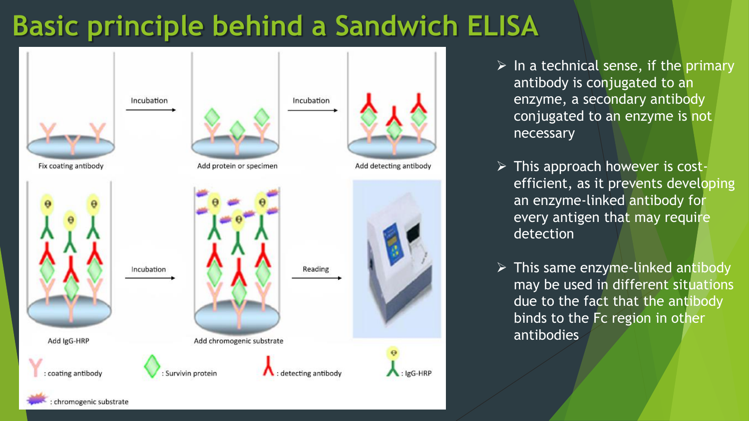# Basic principle behind a Sandwich ELISA

Incubation

Incubation

Fix coating antibody

Add protein or specimen

Add detecting antibody

Incubation

Reading

Add IgG-HRP

Add chromogenic substrate

: coating antibody

: Survivin protein

: detecting antibody

: IgG-HRP

: chromogenic substrate

- In a technical sense, if the primary antibody is conjugated to an enzyme, a secondary antibody conjugated to an enzyme is not necessary
- This approach however is cost-efficient, as it prevents developing an enzyme-linked antibody for every antigen that may require detection
- This same enzyme-linked antibody may be used in different situations due to the fact that the antibody binds to the Fc region in other antibodies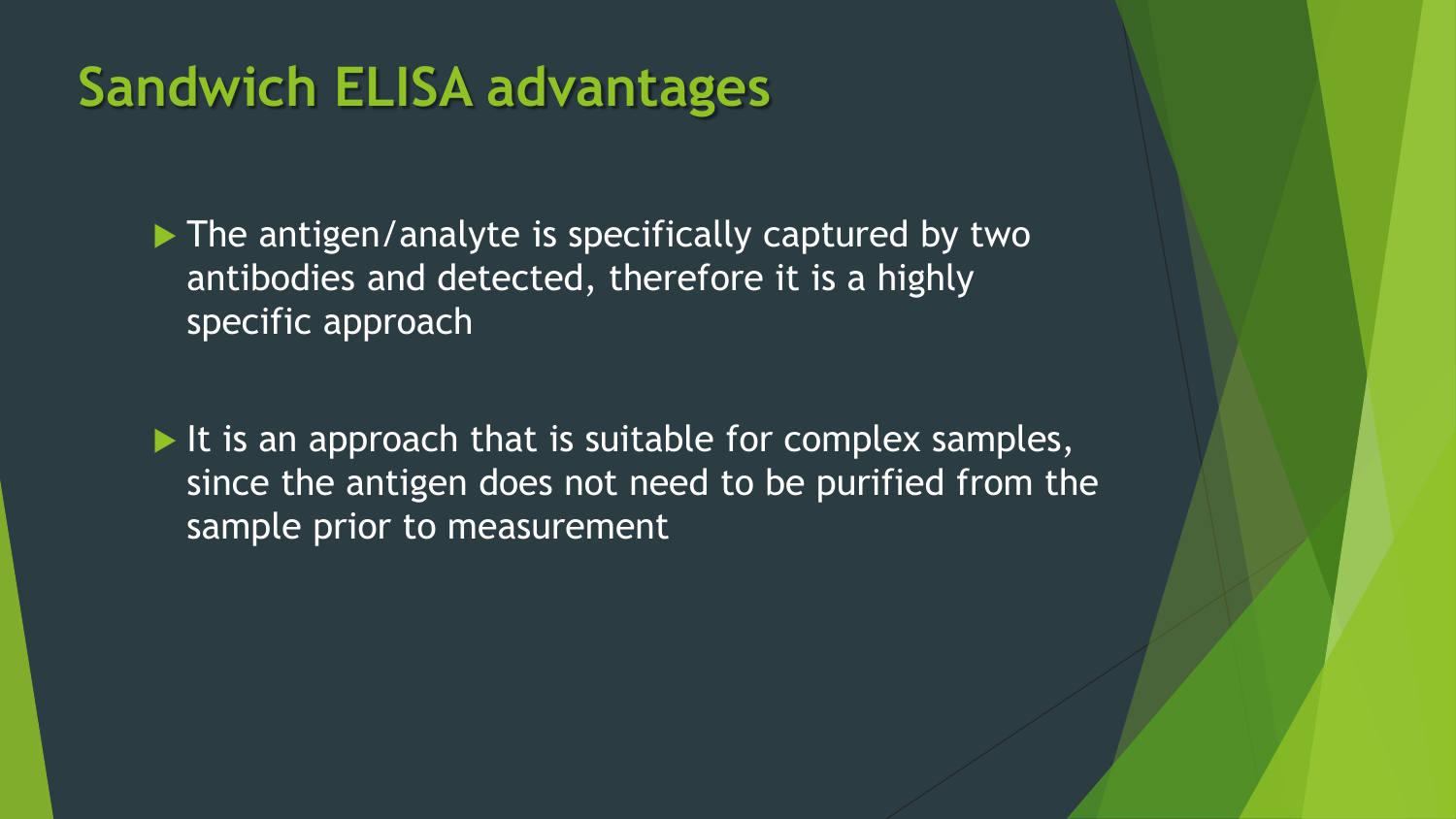# Sandwich ELISA advantages

- The antigen/analyte is specifically captured by two antibodies and detected, therefore it is a highly specific approach

- It is an approach that is suitable for complex samples, since the antigen does not need to be purified from the sample prior to measurement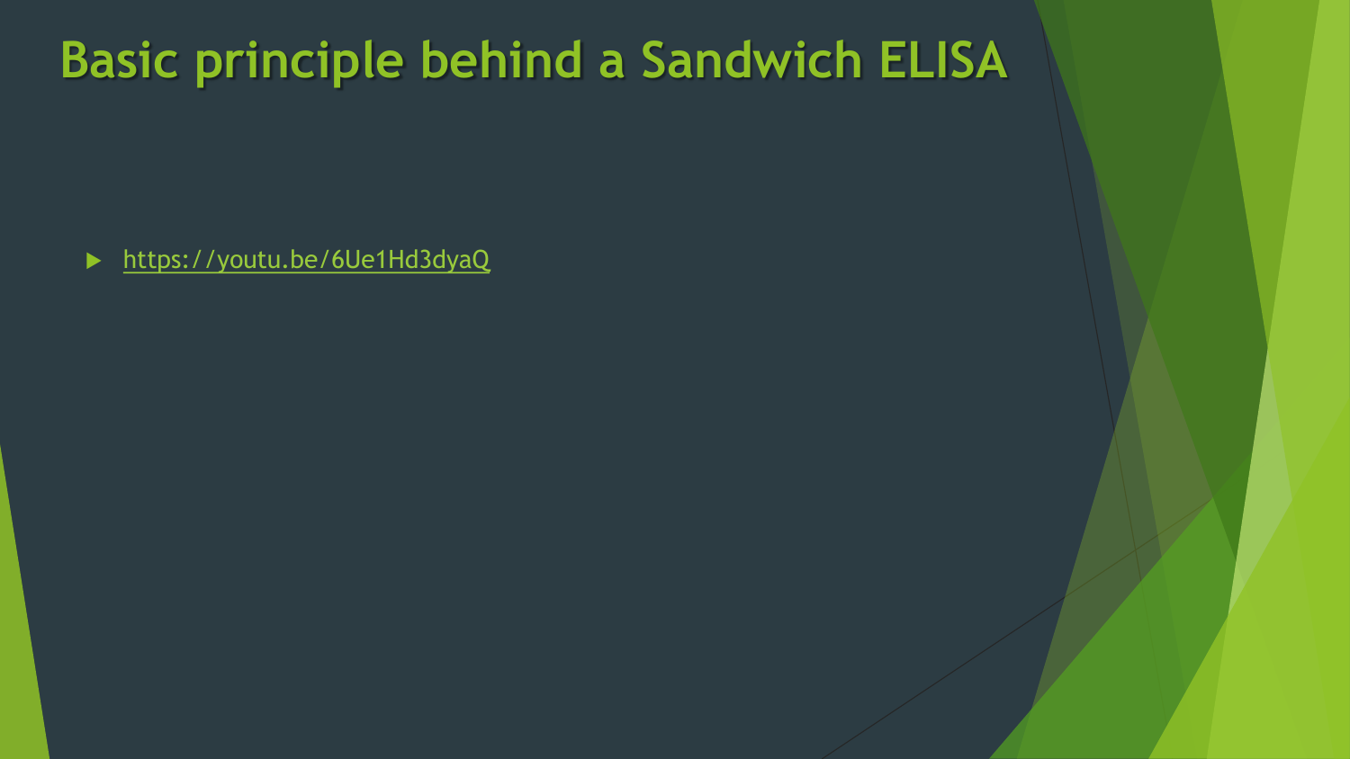# Basic principle behind a Sandwich ELISA

- https://youtu.be/6Ue1Hd3dyaQ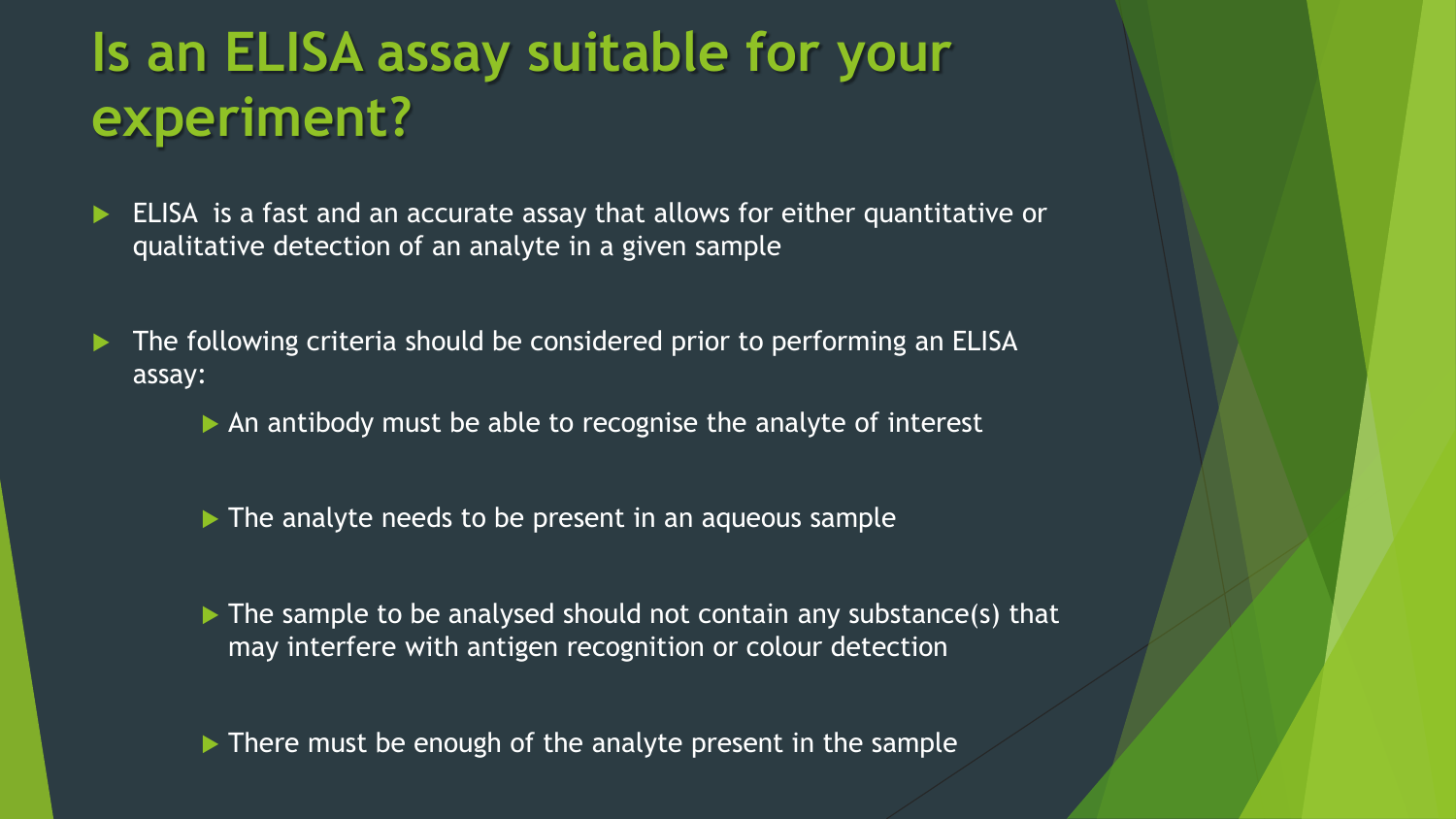# Is an ELISA assay suitable for your experiment?

- ELISA  is a fast and an accurate assay that allows for either quantitative or qualitative detection of an analyte in a given sample

- The following criteria should be considered prior to performing an ELISA assay:

  - An antibody must be able to recognise the analyte of interest

  - The analyte needs to be present in an aqueous sample

  - The sample to be analysed should not contain any substance(s) that may interfere with antigen recognition or colour detection

  - There must be enough of the analyte present in the sample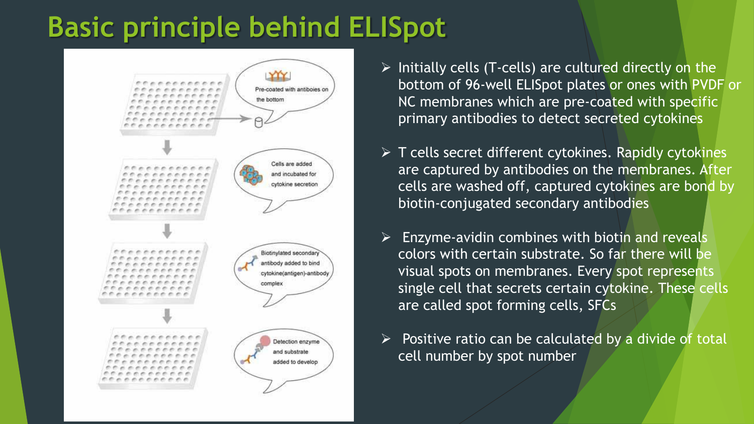# Basic principle behind ELISpot

- Initially cells (T-cells) are cultured directly on the bottom of 96-well ELISpot plates or ones with PVDF or NC membranes which are pre-coated with specific primary antibodies to detect secreted cytokines
- T cells secret different cytokines. Rapidly cytokines are captured by antibodies on the membranes. After cells are washed off, captured cytokines are bond by biotin-conjugated secondary antibodies
- Enzyme-avidin combines with biotin and reveals colors with certain substrate. So far there will be visual spots on membranes. Every spot represents single cell that secrets certain cytokine. These cells are called spot forming cells, SFCs
- Positive ratio can be calculated by a divide of total cell number by spot number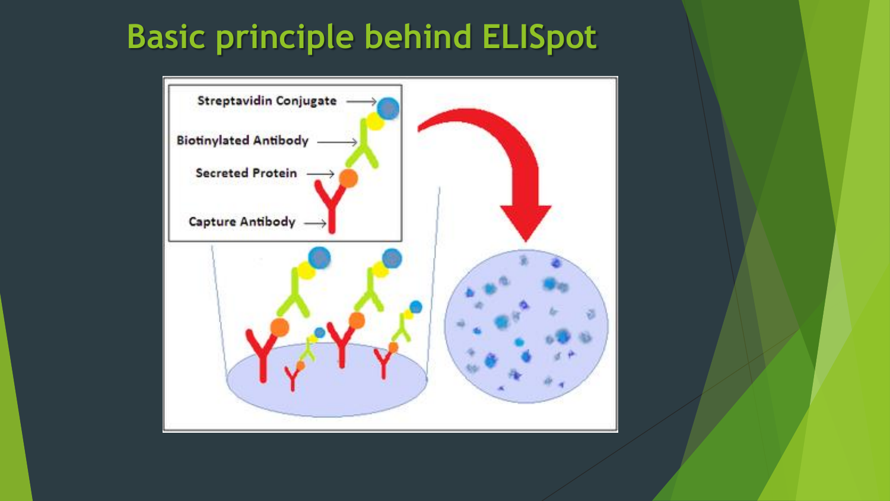# Basic principle behind ELISpot

Streptavidin Conjugate

Biotinylated Antibody

Secreted Protein

Capture Antibody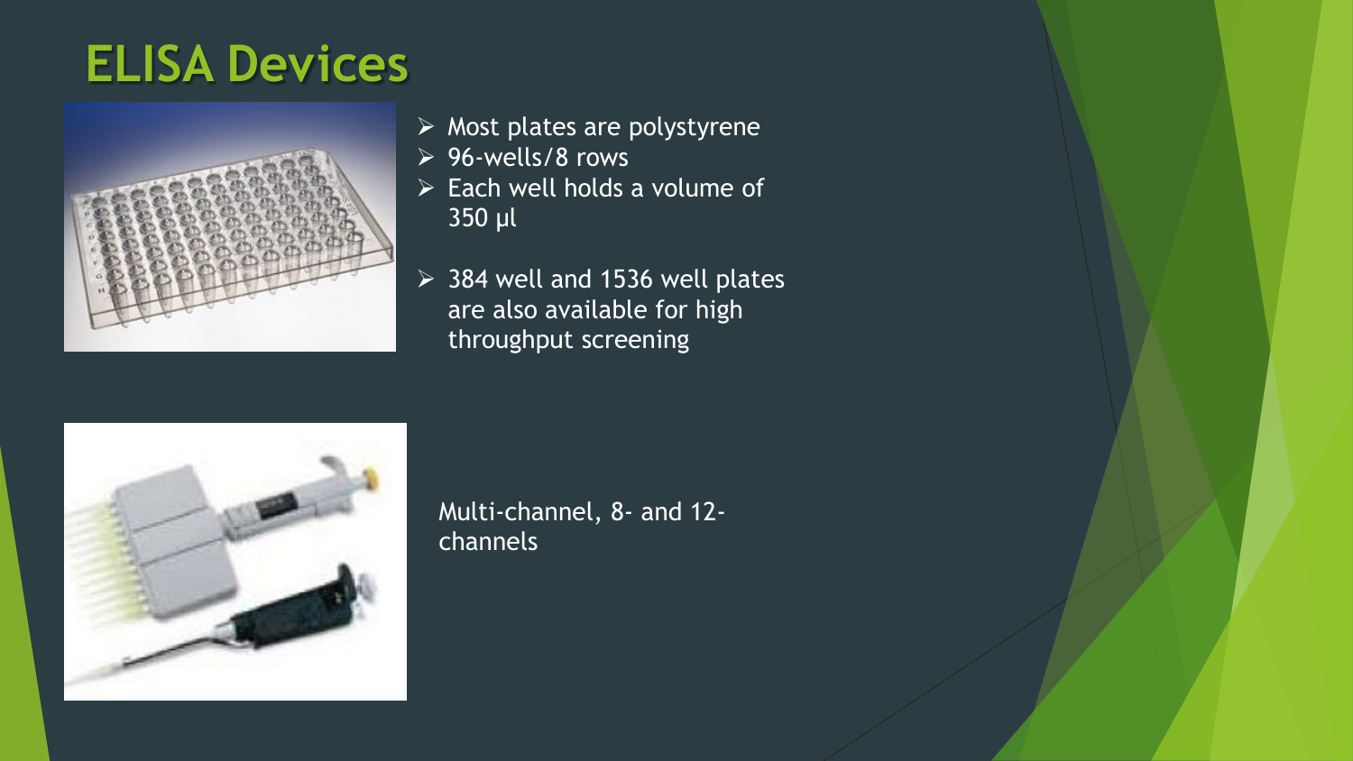# ELISA Devices

- Most plates are polystyrene
- 96-wells/8 rows
- Each well holds a volume of 350 μl
- 384 well and 1536 well plates are also available for high throughput screening

Multi-channel, 8- and 12-channels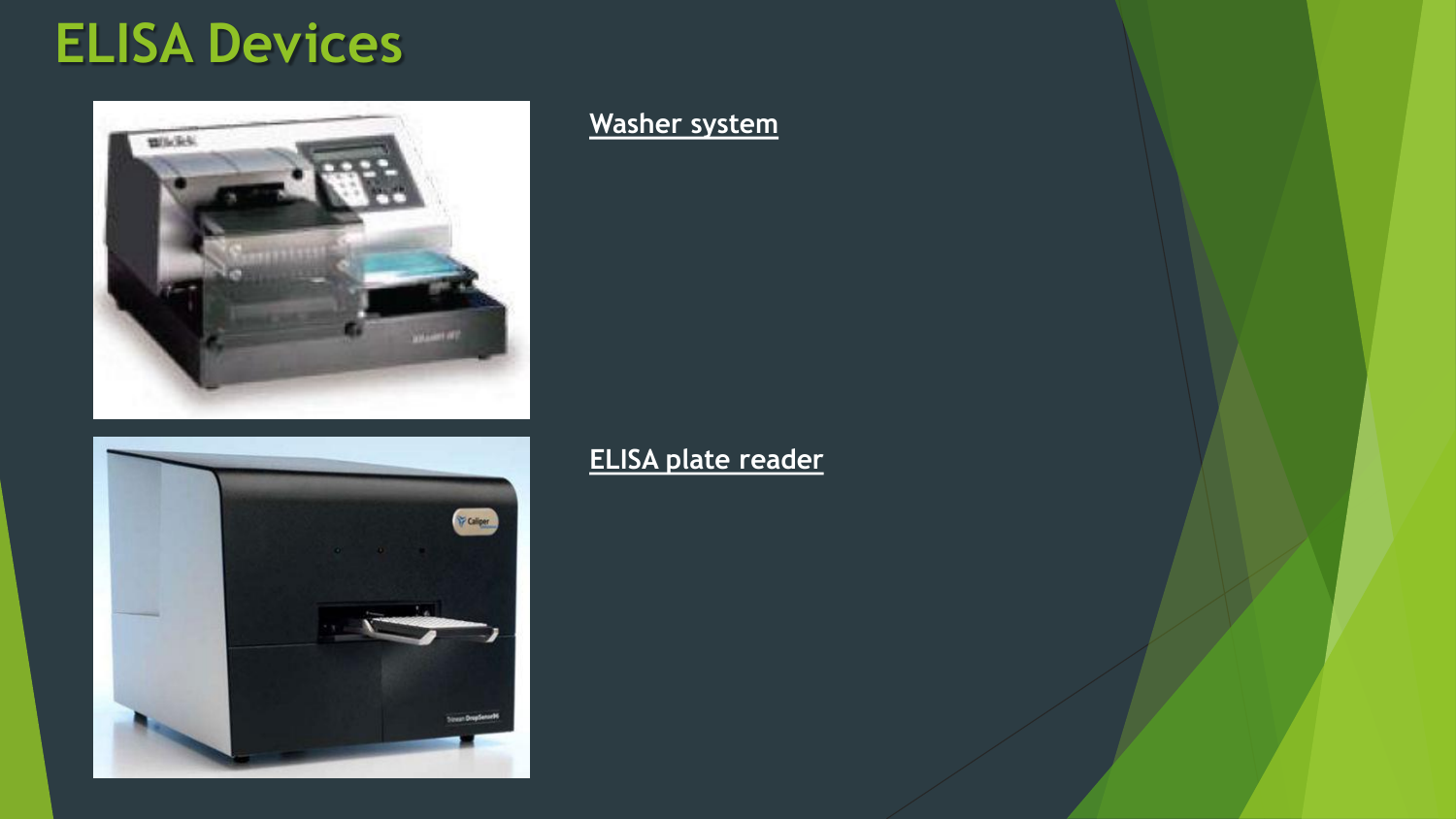# ELISA Devices

**Washer system**

**ELISA plate reader**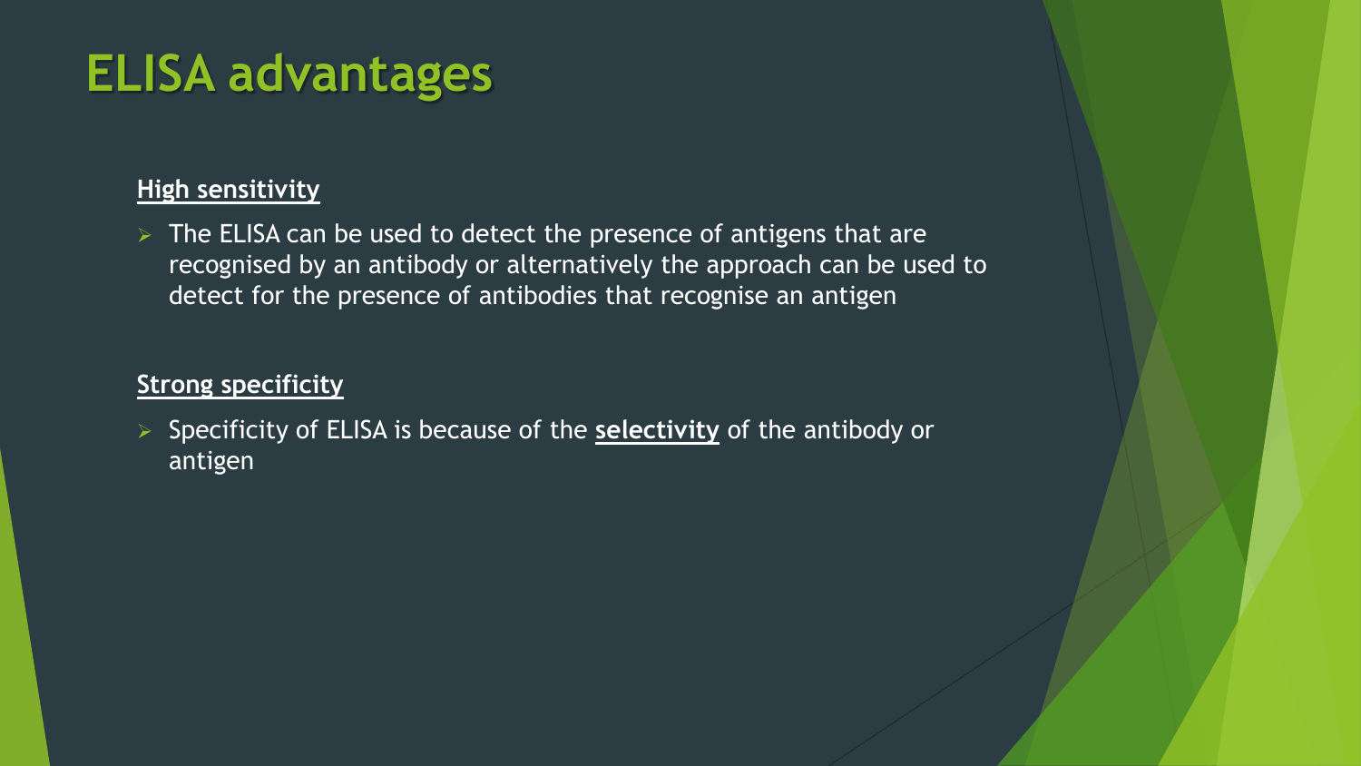# ELISA advantages

**High sensitivity**

- The ELISA can be used to detect the presence of antigens that are recognised by an antibody or alternatively the approach can be used to detect for the presence of antibodies that recognise an antigen

**Strong specificity**

- Specificity of ELISA is because of the **selectivity** of the antibody or antigen